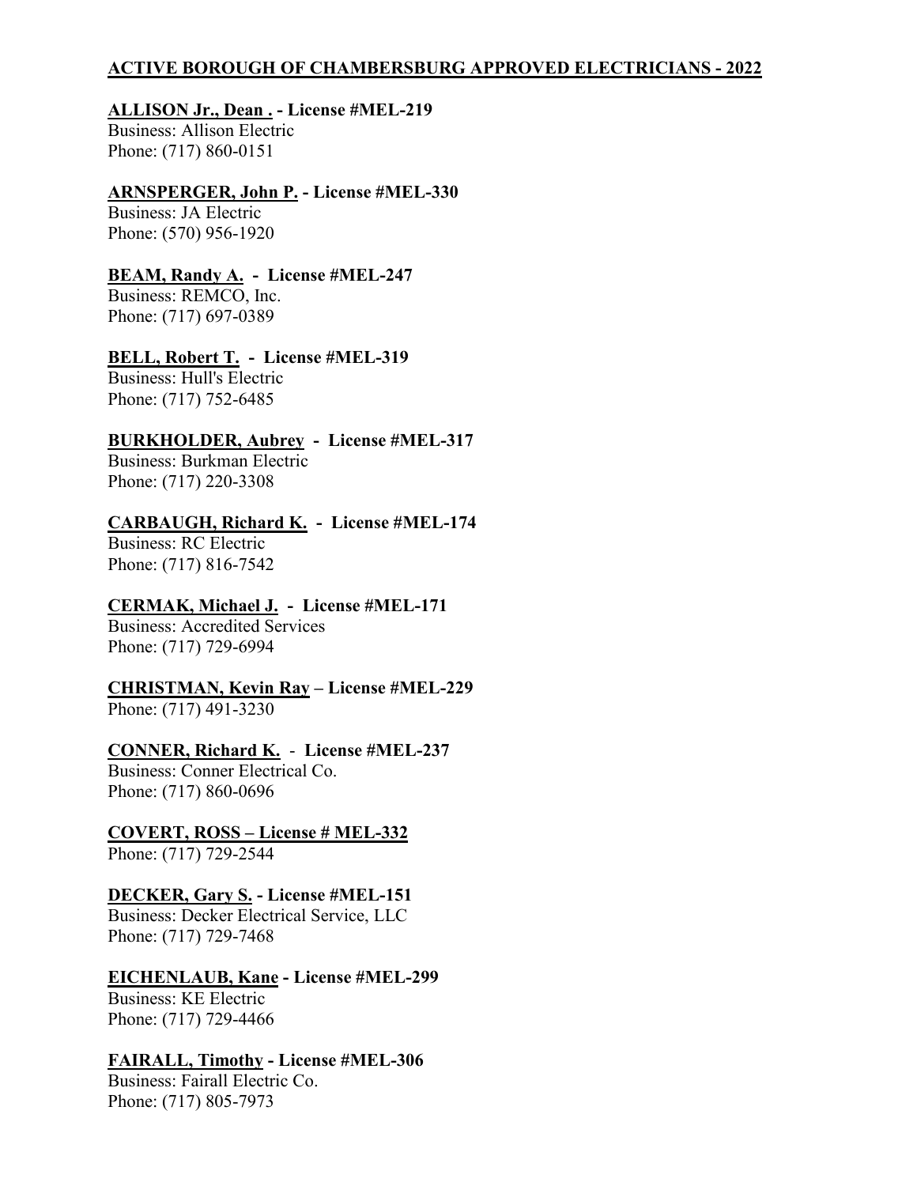# ACTIVE BOROUGH OF CHAMBERSBURG APPROVED ELECTRICIANS - 2022

**ALLISON Jr., Dean . - License #MEL-219**
Business: Allison Electric
Phone: (717) 860-0151

**ARNSPERGER, John P. - License #MEL-330**
Business: JA Electric
Phone: (570) 956-1920

**BEAM, Randy A. - License #MEL-247**
Business: REMCO, Inc.
Phone: (717) 697-0389

**BELL, Robert T. - License #MEL-319**
Business: Hull's Electric
Phone: (717) 752-6485

**BURKHOLDER, Aubrey - License #MEL-317**
Business: Burkman Electric
Phone: (717) 220-3308

**CARBAUGH, Richard K. - License #MEL-174**
Business: RC Electric
Phone: (717) 816-7542

**CERMAK, Michael J. - License #MEL-171**
Business: Accredited Services
Phone: (717) 729-6994

**CHRISTMAN, Kevin Ray – License #MEL-229**
Phone: (717) 491-3230

**CONNER, Richard K. - License #MEL-237**
Business: Conner Electrical Co.
Phone: (717) 860-0696

**COVERT, ROSS – License # MEL-332**
Phone: (717) 729-2544

**DECKER, Gary S. - License #MEL-151**
Business: Decker Electrical Service, LLC
Phone: (717) 729-7468

**EICHENLAUB, Kane - License #MEL-299**
Business: KE Electric
Phone: (717) 729-4466

**FAIRALL, Timothy - License #MEL-306**
Business: Fairall Electric Co.
Phone: (717) 805-7973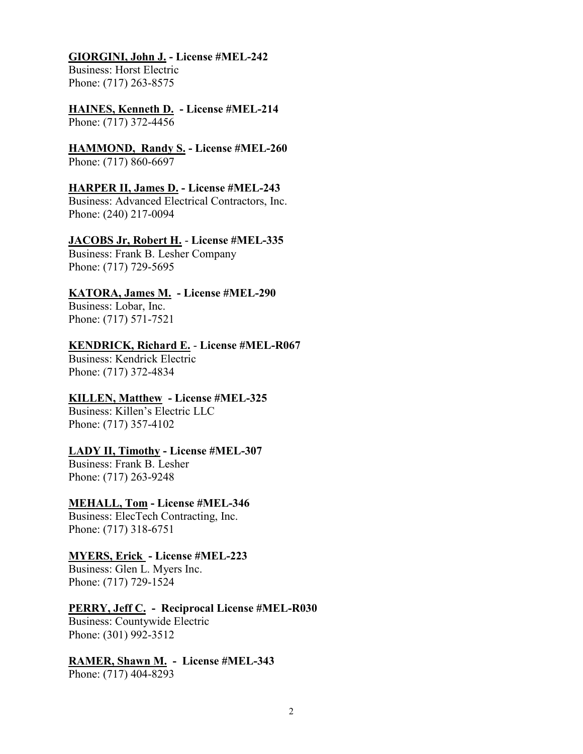**GIORGINI, John J. - License #MEL-242**
Business: Horst Electric
Phone: (717) 263-8575

**HAINES, Kenneth D. - License #MEL-214**
Phone: (717) 372-4456

**HAMMOND, Randy S. - License #MEL-260**
Phone: (717) 860-6697

**HARPER II, James D. - License #MEL-243**
Business: Advanced Electrical Contractors, Inc.
Phone: (240) 217-0094

**JACOBS Jr, Robert H. - License #MEL-335**
Business: Frank B. Lesher Company
Phone: (717) 729-5695

**KATORA, James M. - License #MEL-290**
Business: Lobar, Inc.
Phone: (717) 571-7521

**KENDRICK, Richard E. - License #MEL-R067**
Business: Kendrick Electric
Phone: (717) 372-4834

**KILLEN, Matthew - License #MEL-325**
Business: Killen's Electric LLC
Phone: (717) 357-4102

**LADY II, Timothy - License #MEL-307**
Business: Frank B. Lesher
Phone: (717) 263-9248

**MEHALL, Tom - License #MEL-346**
Business: ElecTech Contracting, Inc.
Phone: (717) 318-6751

**MYERS, Erick - License #MEL-223**
Business: Glen L. Myers Inc.
Phone: (717) 729-1524

**PERRY, Jeff C. - Reciprocal License #MEL-R030**
Business: Countywide Electric
Phone: (301) 992-3512

**RAMER, Shawn M. - License #MEL-343**
Phone: (717) 404-8293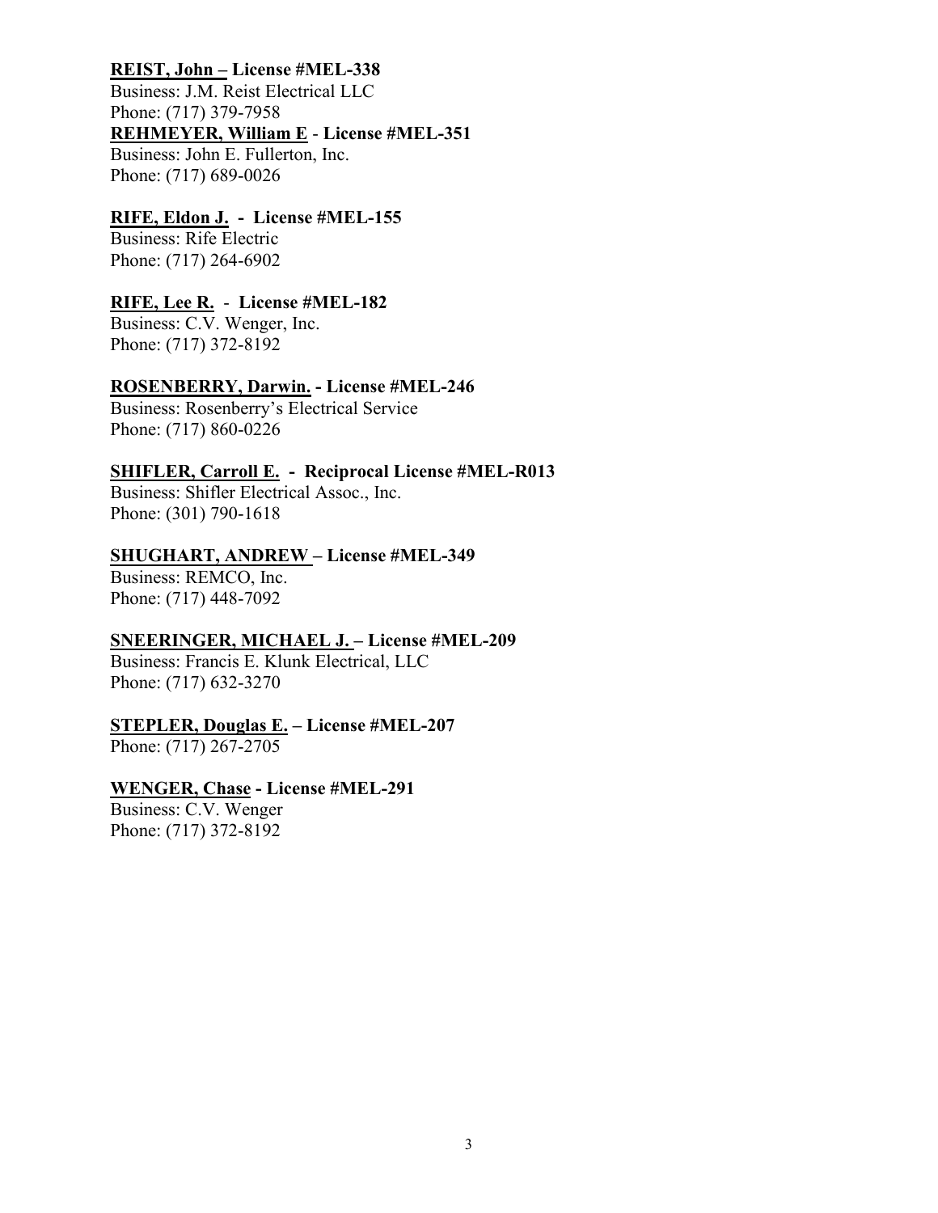**REIST, John – License #MEL-338**
Business: J.M. Reist Electrical LLC
Phone: (717) 379-7958
**REHMEYER, William E - License #MEL-351**
Business: John E. Fullerton, Inc.
Phone: (717) 689-0026

**RIFE, Eldon J. - License #MEL-155**
Business: Rife Electric
Phone: (717) 264-6902

**RIFE, Lee R. - License #MEL-182**
Business: C.V. Wenger, Inc.
Phone: (717) 372-8192

**ROSENBERRY, Darwin. - License #MEL-246**
Business: Rosenberry's Electrical Service
Phone: (717) 860-0226

**SHIFLER, Carroll E. - Reciprocal License #MEL-R013**
Business: Shifler Electrical Assoc., Inc.
Phone: (301) 790-1618

**SHUGHART, ANDREW – License #MEL-349**
Business: REMCO, Inc.
Phone: (717) 448-7092

**SNEERINGER, MICHAEL J. – License #MEL-209**
Business: Francis E. Klunk Electrical, LLC
Phone: (717) 632-3270

**STEPLER, Douglas E. – License #MEL-207**
Phone: (717) 267-2705

**WENGER, Chase - License #MEL-291**
Business: C.V. Wenger
Phone: (717) 372-8192